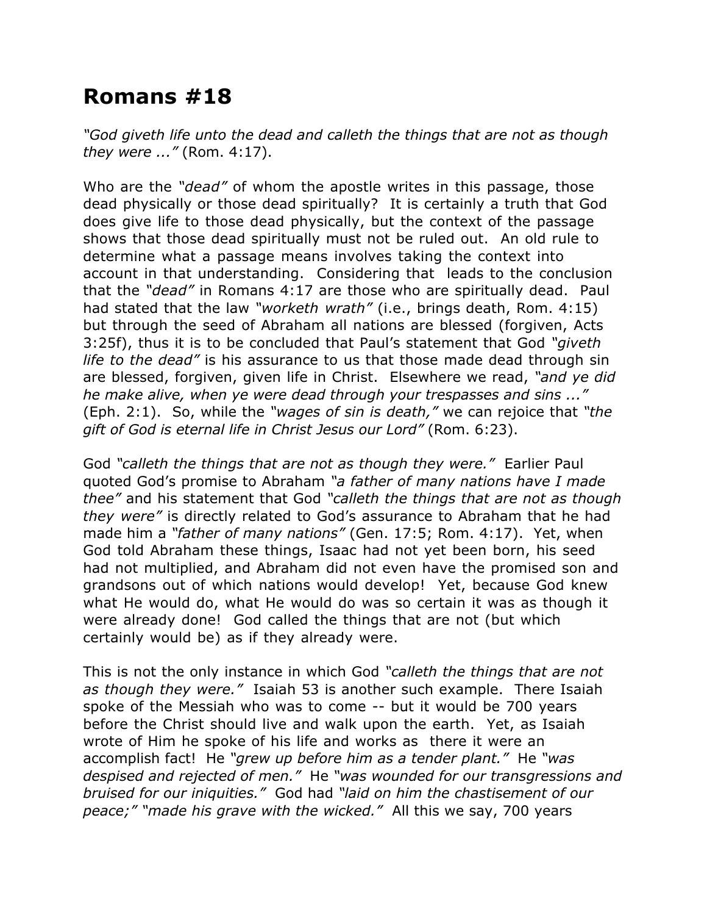# Romans #18

*"God giveth life unto the dead and calleth the things that are not as though they were ..."* (Rom. 4:17).

Who are the *"dead"* of whom the apostle writes in this passage, those dead physically or those dead spiritually? It is certainly a truth that God does give life to those dead physically, but the context of the passage shows that those dead spiritually must not be ruled out. An old rule to determine what a passage means involves taking the context into account in that understanding. Considering that leads to the conclusion that the *"dead"* in Romans 4:17 are those who are spiritually dead. Paul had stated that the law *"worketh wrath"* (i.e., brings death, Rom. 4:15) but through the seed of Abraham all nations are blessed (forgiven, Acts 3:25f), thus it is to be concluded that Paul's statement that God *"giveth life to the dead"* is his assurance to us that those made dead through sin are blessed, forgiven, given life in Christ. Elsewhere we read, *"and ye did he make alive, when ye were dead through your trespasses and sins ..."* (Eph. 2:1). So, while the *"wages of sin is death,"* we can rejoice that *"the gift of God is eternal life in Christ Jesus our Lord"* (Rom. 6:23).

God *"calleth the things that are not as though they were."* Earlier Paul quoted God's promise to Abraham *"a father of many nations have I made thee"* and his statement that God *"calleth the things that are not as though they were"* is directly related to God's assurance to Abraham that he had made him a *"father of many nations"* (Gen. 17:5; Rom. 4:17). Yet, when God told Abraham these things, Isaac had not yet been born, his seed had not multiplied, and Abraham did not even have the promised son and grandsons out of which nations would develop! Yet, because God knew what He would do, what He would do was so certain it was as though it were already done! God called the things that are not (but which certainly would be) as if they already were.

This is not the only instance in which God *"calleth the things that are not as though they were."* Isaiah 53 is another such example. There Isaiah spoke of the Messiah who was to come -- but it would be 700 years before the Christ should live and walk upon the earth. Yet, as Isaiah wrote of Him he spoke of his life and works as there it were an accomplish fact! He *"grew up before him as a tender plant."* He *"was despised and rejected of men."* He *"was wounded for our transgressions and bruised for our iniquities."* God had *"laid on him the chastisement of our peace;" "made his grave with the wicked."* All this we say, 700 years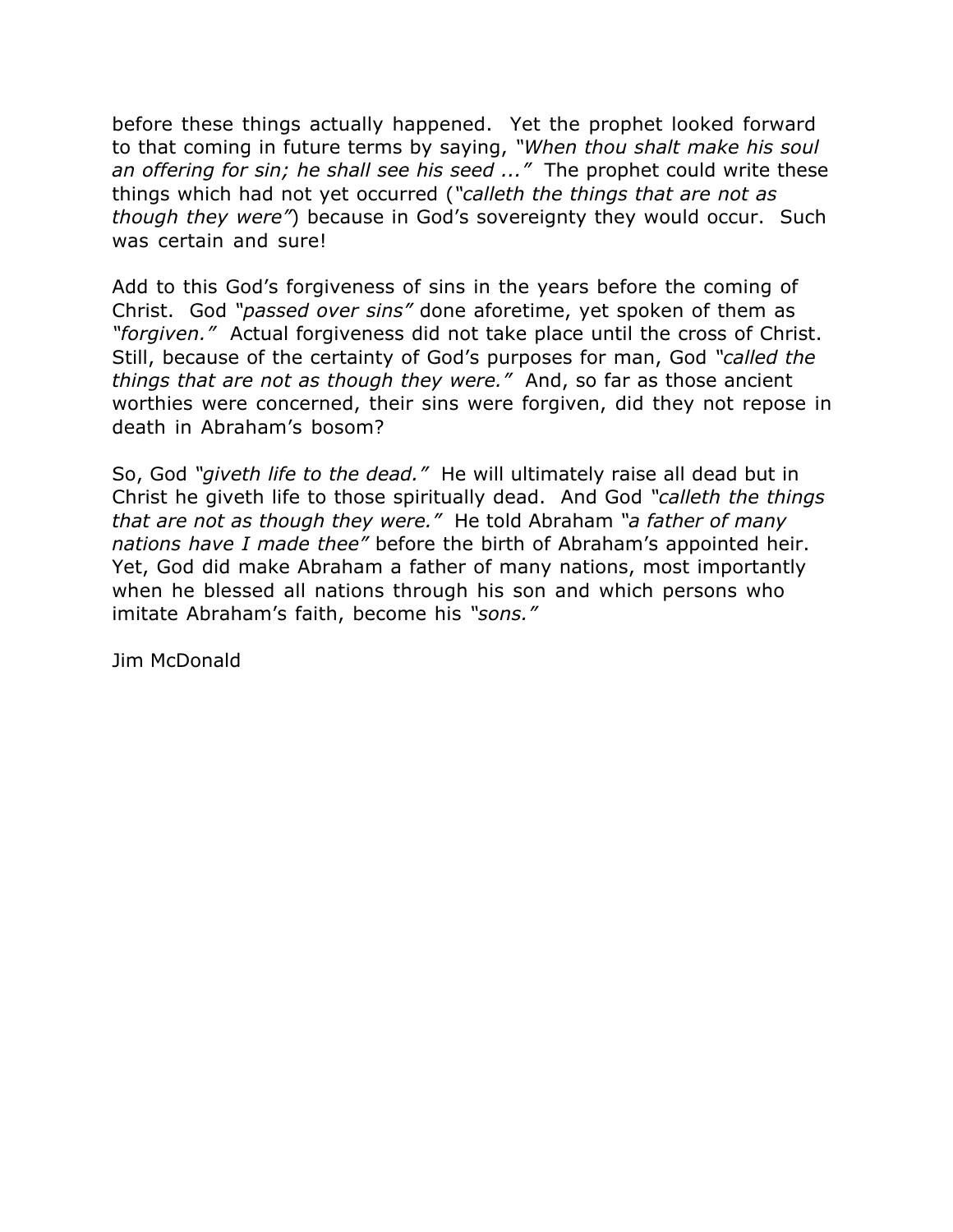before these things actually happened. Yet the prophet looked forward to that coming in future terms by saying, *"When thou shalt make his soul an offering for sin; he shall see his seed ..."* The prophet could write these things which had not yet occurred (*"calleth the things that are not as though they were"*) because in God's sovereignty they would occur. Such was certain and sure!

Add to this God's forgiveness of sins in the years before the coming of Christ. God *"passed over sins"* done aforetime, yet spoken of them as *"forgiven."* Actual forgiveness did not take place until the cross of Christ. Still, because of the certainty of God's purposes for man, God *"called the things that are not as though they were."* And, so far as those ancient worthies were concerned, their sins were forgiven, did they not repose in death in Abraham's bosom?

So, God *"giveth life to the dead."* He will ultimately raise all dead but in Christ he giveth life to those spiritually dead. And God *"calleth the things that are not as though they were."* He told Abraham *"a father of many nations have I made thee"* before the birth of Abraham's appointed heir. Yet, God did make Abraham a father of many nations, most importantly when he blessed all nations through his son and which persons who imitate Abraham's faith, become his *"sons."*

Jim McDonald